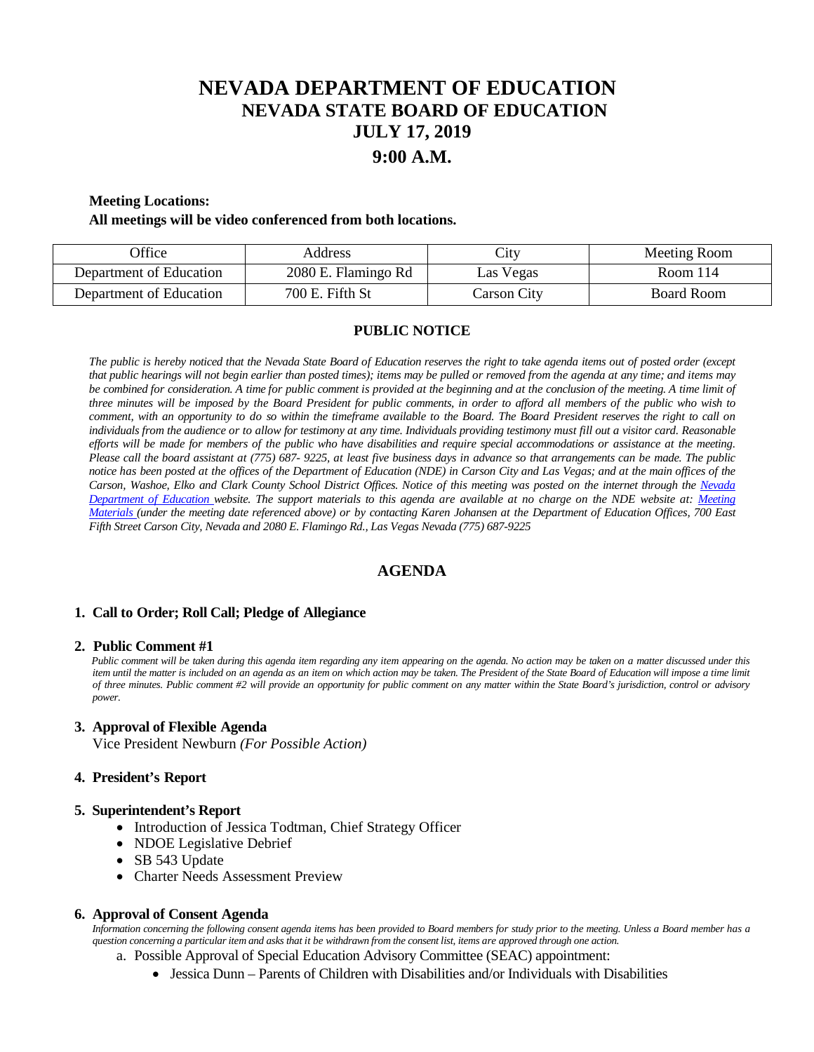# NEVADA DEPARTMENT OF EDUCATION
## NEVADA STATE BOARD OF EDUCATION
## JULY 17, 2019
## 9:00 A.M.

**Meeting Locations:**

**All meetings will be video conferenced from both locations.**

| Office | Address | City | Meeting Room |
|---|---|---|---|
| Department of Education | 2080 E. Flamingo Rd | Las Vegas | Room 114 |
| Department of Education | 700 E. Fifth St | Carson City | Board Room |

### PUBLIC NOTICE

*The public is hereby noticed that the Nevada State Board of Education reserves the right to take agenda items out of posted order (except that public hearings will not begin earlier than posted times); items may be pulled or removed from the agenda at any time; and items may be combined for consideration. A time for public comment is provided at the beginning and at the conclusion of the meeting. A time limit of three minutes will be imposed by the Board President for public comments, in order to afford all members of the public who wish to comment, with an opportunity to do so within the timeframe available to the Board. The Board President reserves the right to call on individuals from the audience or to allow for testimony at any time. Individuals providing testimony must fill out a visitor card. Reasonable efforts will be made for members of the public who have disabilities and require special accommodations or assistance at the meeting. Please call the board assistant at (775) 687- 9225, at least five business days in advance so that arrangements can be made. The public notice has been posted at the offices of the Department of Education (NDE) in Carson City and Las Vegas; and at the main offices of the Carson, Washoe, Elko and Clark County School District Offices. Notice of this meeting was posted on the internet through the Nevada Department of Education website. The support materials to this agenda are available at no charge on the NDE website at: Meeting Materials (under the meeting date referenced above) or by contacting Karen Johansen at the Department of Education Offices, 700 East Fifth Street Carson City, Nevada and 2080 E. Flamingo Rd., Las Vegas Nevada (775) 687-9225*

### AGENDA

**1. Call to Order; Roll Call; Pledge of Allegiance**

**2. Public Comment #1**

*Public comment will be taken during this agenda item regarding any item appearing on the agenda. No action may be taken on a matter discussed under this item until the matter is included on an agenda as an item on which action may be taken. The President of the State Board of Education will impose a time limit of three minutes. Public comment #2 will provide an opportunity for public comment on any matter within the State Board's jurisdiction, control or advisory power.*

**3. Approval of Flexible Agenda**

Vice President Newburn *(For Possible Action)*

**4. President's Report**

**5. Superintendent's Report**

- Introduction of Jessica Todtman, Chief Strategy Officer
- NDOE Legislative Debrief
- SB 543 Update
- Charter Needs Assessment Preview

**6. Approval of Consent Agenda**

*Information concerning the following consent agenda items has been provided to Board members for study prior to the meeting. Unless a Board member has a question concerning a particular item and asks that it be withdrawn from the consent list, items are approved through one action.*

a. Possible Approval of Special Education Advisory Committee (SEAC) appointment:
   - Jessica Dunn – Parents of Children with Disabilities and/or Individuals with Disabilities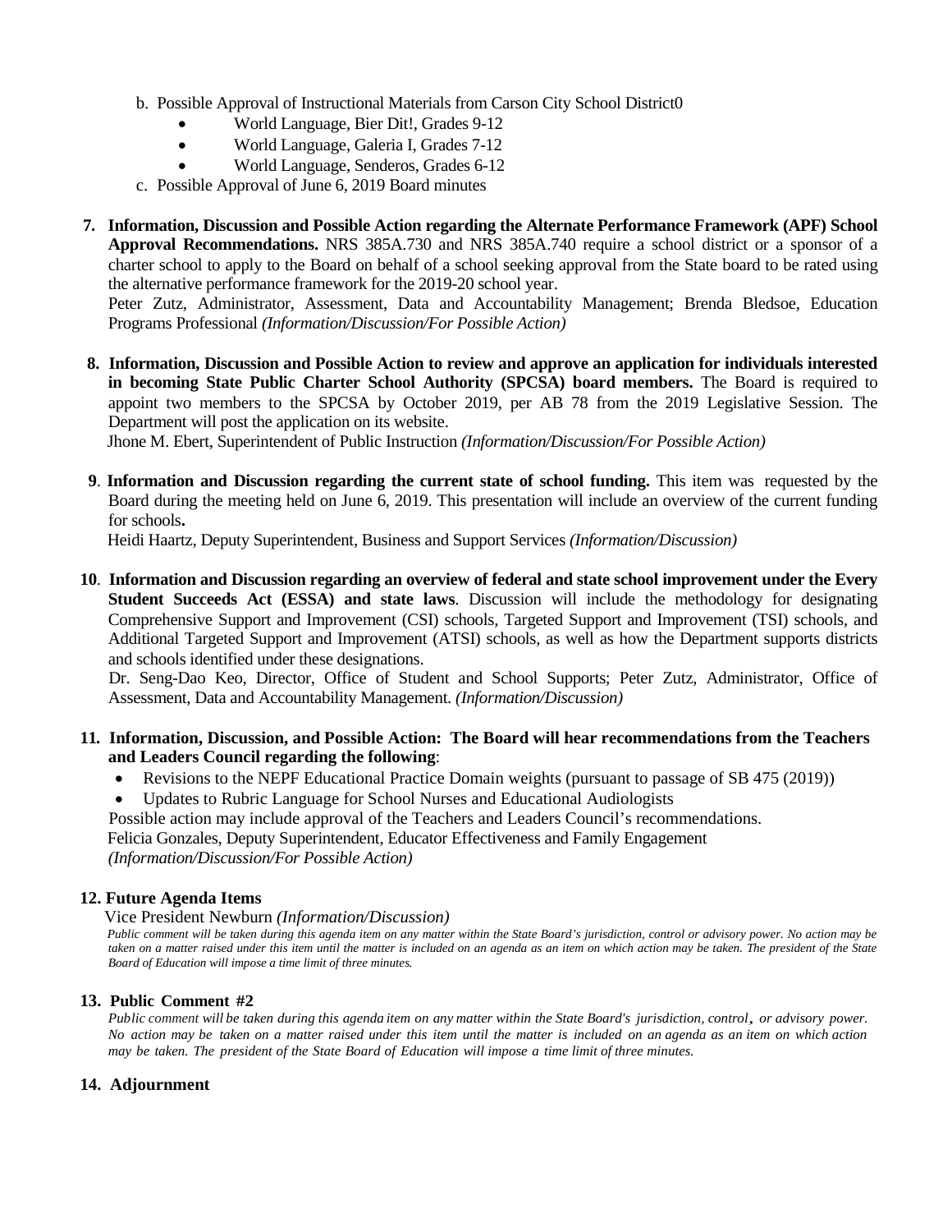b. Possible Approval of Instructional Materials from Carson City School District0
   - World Language, Bier Dit!, Grades 9-12
   - World Language, Galeria I, Grades 7-12
   - World Language, Senderos, Grades 6-12

c. Possible Approval of June 6, 2019 Board minutes

**7. Information, Discussion and Possible Action regarding the Alternate Performance Framework (APF) School Approval Recommendations.** NRS 385A.730 and NRS 385A.740 require a school district or a sponsor of a charter school to apply to the Board on behalf of a school seeking approval from the State board to be rated using the alternative performance framework for the 2019-20 school year.
Peter Zutz, Administrator, Assessment, Data and Accountability Management; Brenda Bledsoe, Education Programs Professional *(Information/Discussion/For Possible Action)*

**8. Information, Discussion and Possible Action to review and approve an application for individuals interested in becoming State Public Charter School Authority (SPCSA) board members.** The Board is required to appoint two members to the SPCSA by October 2019, per AB 78 from the 2019 Legislative Session. The Department will post the application on its website.
Jhone M. Ebert, Superintendent of Public Instruction *(Information/Discussion/For Possible Action)*

**9. Information and Discussion regarding the current state of school funding.** This item was requested by the Board during the meeting held on June 6, 2019. This presentation will include an overview of the current funding for schools**.**
Heidi Haartz, Deputy Superintendent, Business and Support Services *(Information/Discussion)*

**10. Information and Discussion regarding an overview of federal and state school improvement under the Every Student Succeeds Act (ESSA) and state laws**. Discussion will include the methodology for designating Comprehensive Support and Improvement (CSI) schools, Targeted Support and Improvement (TSI) schools, and Additional Targeted Support and Improvement (ATSI) schools, as well as how the Department supports districts and schools identified under these designations.
Dr. Seng-Dao Keo, Director, Office of Student and School Supports; Peter Zutz, Administrator, Office of Assessment, Data and Accountability Management. *(Information/Discussion)*

**11. Information, Discussion, and Possible Action: The Board will hear recommendations from the Teachers and Leaders Council regarding the following**:
- Revisions to the NEPF Educational Practice Domain weights (pursuant to passage of SB 475 (2019))
- Updates to Rubric Language for School Nurses and Educational Audiologists

Possible action may include approval of the Teachers and Leaders Council's recommendations.
Felicia Gonzales, Deputy Superintendent, Educator Effectiveness and Family Engagement
*(Information/Discussion/For Possible Action)*

**12. Future Agenda Items**
Vice President Newburn *(Information/Discussion)*
*Public comment will be taken during this agenda item on any matter within the State Board's jurisdiction, control or advisory power. No action may be taken on a matter raised under this item until the matter is included on an agenda as an item on which action may be taken. The president of the State Board of Education will impose a time limit of three minutes.*

**13. Public Comment #2**
*Public comment will be taken during this agenda item on any matter within the State Board's jurisdiction, control, or advisory power. No action may be taken on a matter raised under this item until the matter is included on an agenda as an item on which action may be taken. The president of the State Board of Education will impose a time limit of three minutes.*

**14. Adjournment**